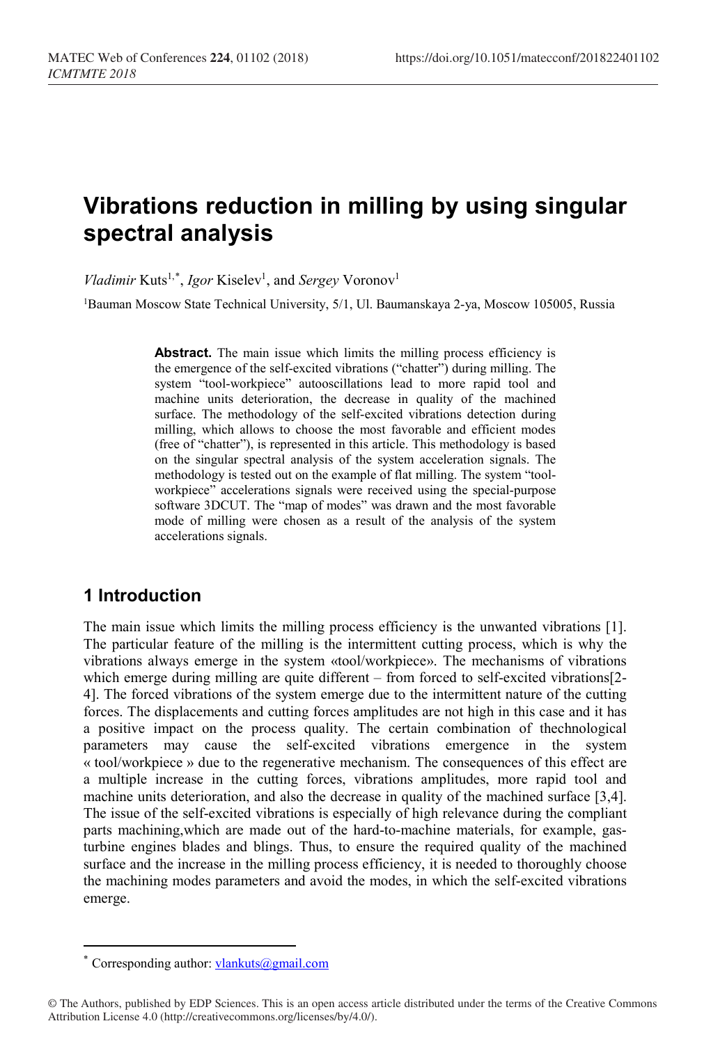# Vibrations reduction in milling by using singular spectral analysis

*Vladimir* Kuts[1,*], *Igor* Kiselev[1], and *Sergey* Voronov[1]

[1]Bauman Moscow State Technical University, 5/1, Ul. Baumanskaya 2-ya, Moscow 105005, Russia

**Abstract.** The main issue which limits the milling process efficiency is the emergence of the self-excited vibrations ("chatter") during milling. The system "tool-workpiece" autooscillations lead to more rapid tool and machine units deterioration, the decrease in quality of the machined surface. The methodology of the self-excited vibrations detection during milling, which allows to choose the most favorable and efficient modes (free of "chatter"), is represented in this article. This methodology is based on the singular spectral analysis of the system acceleration signals. The methodology is tested out on the example of flat milling. The system "tool-workpiece" accelerations signals were received using the special-purpose software 3DCUT. The "map of modes" was drawn and the most favorable mode of milling were chosen as a result of the analysis of the system accelerations signals.

## 1 Introduction

The main issue which limits the milling process efficiency is the unwanted vibrations [1]. The particular feature of the milling is the intermittent cutting process, which is why the vibrations always emerge in the system «tool/workpiece». The mechanisms of vibrations which emerge during milling are quite different – from forced to self-excited vibrations[2-4]. The forced vibrations of the system emerge due to the intermittent nature of the cutting forces. The displacements and cutting forces amplitudes are not high in this case and it has a positive impact on the process quality. The certain combination of thechnological parameters may cause the self-excited vibrations emergence in the system « tool/workpiece » due to the regenerative mechanism. The consequences of this effect are a multiple increase in the cutting forces, vibrations amplitudes, more rapid tool and machine units deterioration, and also the decrease in quality of the machined surface [3,4]. The issue of the self-excited vibrations is especially of high relevance during the compliant parts machining,which are made out of the hard-to-machine materials, for example, gas-turbine engines blades and blings. Thus, to ensure the required quality of the machined surface and the increase in the milling process efficiency, it is needed to thoroughly choose the machining modes parameters and avoid the modes, in which the self-excited vibrations emerge.

* Corresponding author: vlankuts@gmail.com

© The Authors, published by EDP Sciences. This is an open access article distributed under the terms of the Creative Commons Attribution License 4.0 (http://creativecommons.org/licenses/by/4.0/).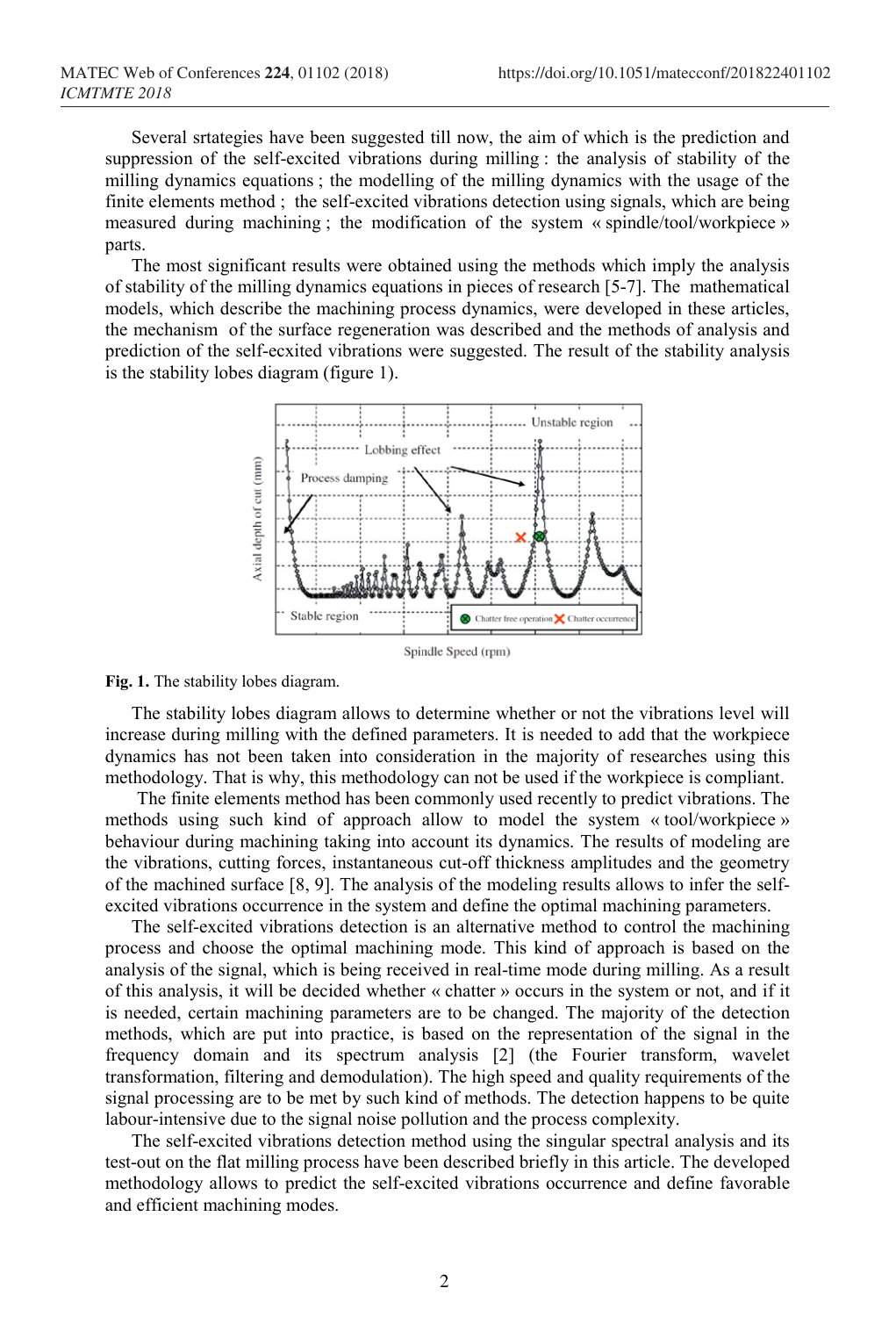Several srtategies have been suggested till now, the aim of which is the prediction and suppression of the self-excited vibrations during milling : the analysis of stability of the milling dynamics equations ; the modelling of the milling dynamics with the usage of the finite elements method ; the self-excited vibrations detection using signals, which are being measured during machining ; the modification of the system « spindle/tool/workpiece » parts.

The most significant results were obtained using the methods which imply the analysis of stability of the milling dynamics equations in pieces of research [5-7]. The mathematical models, which describe the machining process dynamics, were developed in these articles, the mechanism of the surface regeneration was described and the methods of analysis and prediction of the self-ecxited vibrations were suggested. The result of the stability analysis is the stability lobes diagram (figure 1).

**Fig. 1.** The stability lobes diagram.

The stability lobes diagram allows to determine whether or not the vibrations level will increase during milling with the defined parameters. It is needed to add that the workpiece dynamics has not been taken into consideration in the majority of researches using this methodology. That is why, this methodology can not be used if the workpiece is compliant.

The finite elements method has been commonly used recently to predict vibrations. The methods using such kind of approach allow to model the system « tool/workpiece » behaviour during machining taking into account its dynamics. The results of modeling are the vibrations, cutting forces, instantaneous cut-off thickness amplitudes and the geometry of the machined surface [8, 9]. The analysis of the modeling results allows to infer the self-excited vibrations occurrence in the system and define the optimal machining parameters.

The self-excited vibrations detection is an alternative method to control the machining process and choose the optimal machining mode. This kind of approach is based on the analysis of the signal, which is being received in real-time mode during milling. As a result of this analysis, it will be decided whether « chatter » occurs in the system or not, and if it is needed, certain machining parameters are to be changed. The majority of the detection methods, which are put into practice, is based on the representation of the signal in the frequency domain and its spectrum analysis [2] (the Fourier transform, wavelet transformation, filtering and demodulation). The high speed and quality requirements of the signal processing are to be met by such kind of methods. The detection happens to be quite labour-intensive due to the signal noise pollution and the process complexity.

The self-excited vibrations detection method using the singular spectral analysis and its test-out on the flat milling process have been described briefly in this article. The developed methodology allows to predict the self-excited vibrations occurrence and define favorable and efficient machining modes.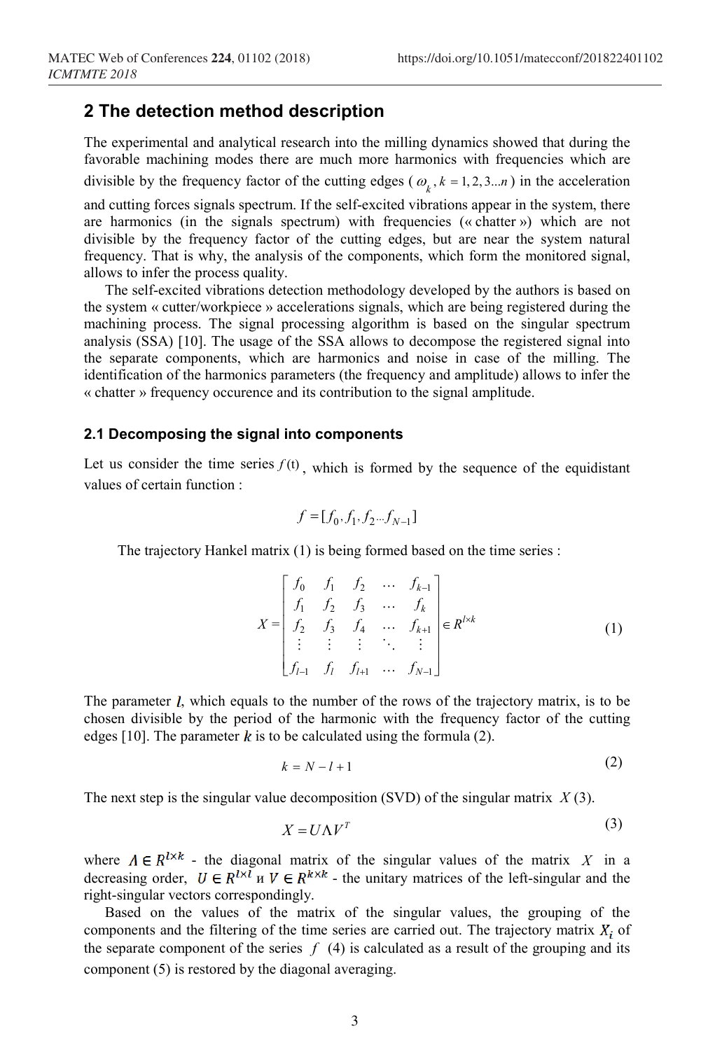## 2 The detection method description

The experimental and analytical research into the milling dynamics showed that during the favorable machining modes there are much more harmonics with frequencies which are divisible by the frequency factor of the cutting edges ( $\omega_k, k = 1, 2, 3...n$ ) in the acceleration and cutting forces signals spectrum. If the self-excited vibrations appear in the system, there are harmonics (in the signals spectrum) with frequencies (« chatter ») which are not divisible by the frequency factor of the cutting edges, but are near the system natural frequency. That is why, the analysis of the components, which form the monitored signal, allows to infer the process quality.

The self-excited vibrations detection methodology developed by the authors is based on the system « cutter/workpiece » accelerations signals, which are being registered during the machining process. The signal processing algorithm is based on the singular spectrum analysis (SSA) [10]. The usage of the SSA allows to decompose the registered signal into the separate components, which are harmonics and noise in case of the milling. The identification of the harmonics parameters (the frequency and amplitude) allows to infer the « chatter » frequency occurence and its contribution to the signal amplitude.

### 2.1 Decomposing the signal into components

Let us consider the time series $f(t)$, which is formed by the sequence of the equidistant values of certain function :

$$f = [f_0, f_1, f_2 \cdots f_{N-1}]$$

The trajectory Hankel matrix (1) is being formed based on the time series :

$$X = \begin{bmatrix} f_0 & f_1 & f_2 & \cdots & f_{k-1} \\ f_1 & f_2 & f_3 & \cdots & f_k \\ f_2 & f_3 & f_4 & \cdots & f_{k+1} \\ \vdots & \vdots & \vdots & \ddots & \vdots \\ f_{l-1} & f_l & f_{l+1} & \cdots & f_{N-1} \end{bmatrix} \in R^{l \times k} \tag{1}$$

The parameter $l$, which equals to the number of the rows of the trajectory matrix, is to be chosen divisible by the period of the harmonic with the frequency factor of the cutting edges [10]. The parameter $k$ is to be calculated using the formula (2).

$$k = N - l + 1 \tag{2}$$

The next step is the singular value decomposition (SVD) of the singular matrix $X$ (3).

$$X = U \Lambda V^T \tag{3}$$

where $\Lambda \in R^{l \times k}$ - the diagonal matrix of the singular values of the matrix $X$ in a decreasing order, $U \in R^{l \times l}$ и $V \in R^{k \times k}$ - the unitary matrices of the left-singular and the right-singular vectors correspondingly.

Based on the values of the matrix of the singular values, the grouping of the components and the filtering of the time series are carried out. The trajectory matrix $X_i$ of the separate component of the series $f$ (4) is calculated as a result of the grouping and its component (5) is restored by the diagonal averaging.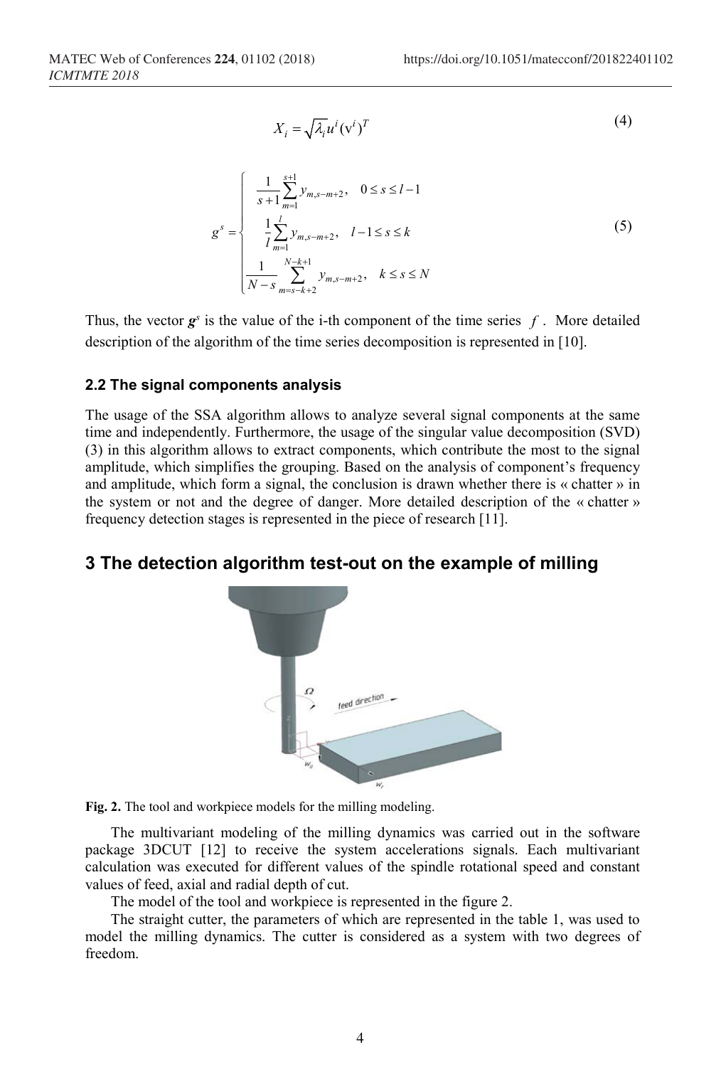$$X_i = \sqrt{\lambda_i} u^i (\mathrm{v}^i)^T \tag{4}$$

$$g^s = \begin{cases} \dfrac{1}{s+1} \sum_{m=1}^{s+1} y_{m,s-m+2}, & 0 \le s \le l-1 \\ \dfrac{1}{l} \sum_{m=1}^{l} y_{m,s-m+2}, & l-1 \le s \le k \\ \dfrac{1}{N-s} \sum_{m=s-k+2}^{N-k+1} y_{m,s-m+2}, & k \le s \le N \end{cases} \tag{5}$$

Thus, the vector $\boldsymbol{g}^s$ is the value of the i-th component of the time series $f$. More detailed description of the algorithm of the time series decomposition is represented in [10].

### 2.2 The signal components analysis

The usage of the SSA algorithm allows to analyze several signal components at the same time and independently. Furthermore, the usage of the singular value decomposition (SVD) (3) in this algorithm allows to extract components, which contribute the most to the signal amplitude, which simplifies the grouping. Based on the analysis of component's frequency and amplitude, which form a signal, the conclusion is drawn whether there is « chatter » in the system or not and the degree of danger. More detailed description of the « chatter » frequency detection stages is represented in the piece of research [11].

## 3 The detection algorithm test-out on the example of milling

**Fig. 2.** The tool and workpiece models for the milling modeling.

The multivariant modeling of the milling dynamics was carried out in the software package 3DCUT [12] to receive the system accelerations signals. Each multivariant calculation was executed for different values of the spindle rotational speed and constant values of feed, axial and radial depth of cut.

The model of the tool and workpiece is represented in the figure 2.

The straight cutter, the parameters of which are represented in the table 1, was used to model the milling dynamics. The cutter is considered as a system with two degrees of freedom.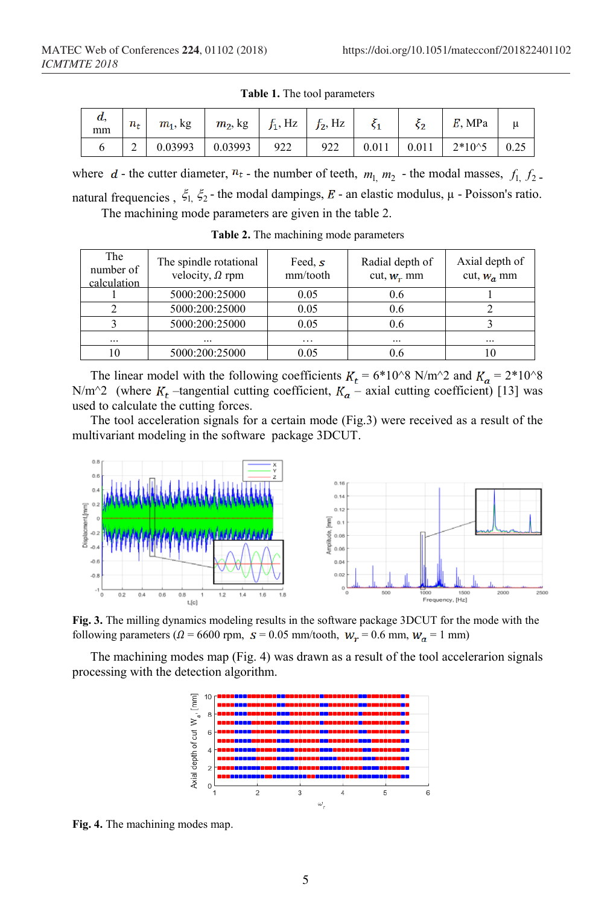**Table 1.** The tool parameters

| $d$, mm | $n_t$ | $m_1$, kg | $m_2$, kg | $f_1$, Hz | $f_2$, Hz | $\xi_1$ | $\xi_2$ | $E$, MPa | μ |
|---|---|---|---|---|---|---|---|---|---|
| 6 | 2 | 0.03993 | 0.03993 | 922 | 922 | 0.011 | 0.011 | 2*10^5 | 0.25 |

where $d$ - the cutter diameter, $n_t$ - the number of teeth, $m_1$, $m_2$ - the modal masses, $f_1$, $f_2$ - natural frequencies , $\xi_1$, $\xi_2$ - the modal dampings, $E$ - an elastic modulus, μ - Poisson's ratio.

The machining mode parameters are given in the table 2.

**Table 2.** The machining mode parameters

| The number of calculation | The spindle rotational velocity, $\Omega$ rpm | Feed, $s$ mm/tooth | Radial depth of cut, $w_r$ mm | Axial depth of cut, $w_a$ mm |
|---|---|---|---|---|
| 1 | 5000:200:25000 | 0.05 | 0.6 | 1 |
| 2 | 5000:200:25000 | 0.05 | 0.6 | 2 |
| 3 | 5000:200:25000 | 0.05 | 0.6 | 3 |
| ... | ... | ... | ... | ... |
| 10 | 5000:200:25000 | 0.05 | 0.6 | 10 |

The linear model with the following coefficients $K_t$ = 6*10^8 N/m^2 and $K_a$ = 2*10^8 N/m^2 (where $K_t$ –tangential cutting coefficient, $K_a$ – axial cutting coefficient) [13] was used to calculate the cutting forces.

The tool acceleration signals for a certain mode (Fig.3) were received as a result of the multivariant modeling in the software package 3DCUT.

**Fig. 3.** The milling dynamics modeling results in the software package 3DCUT for the mode with the following parameters ($\Omega$ = 6600 rpm, $s$ = 0.05 mm/tooth, $w_r$ = 0.6 mm, $w_a$ = 1 mm)

The machining modes map (Fig. 4) was drawn as a result of the tool accelerarion signals processing with the detection algorithm.

**Fig. 4.** The machining modes map.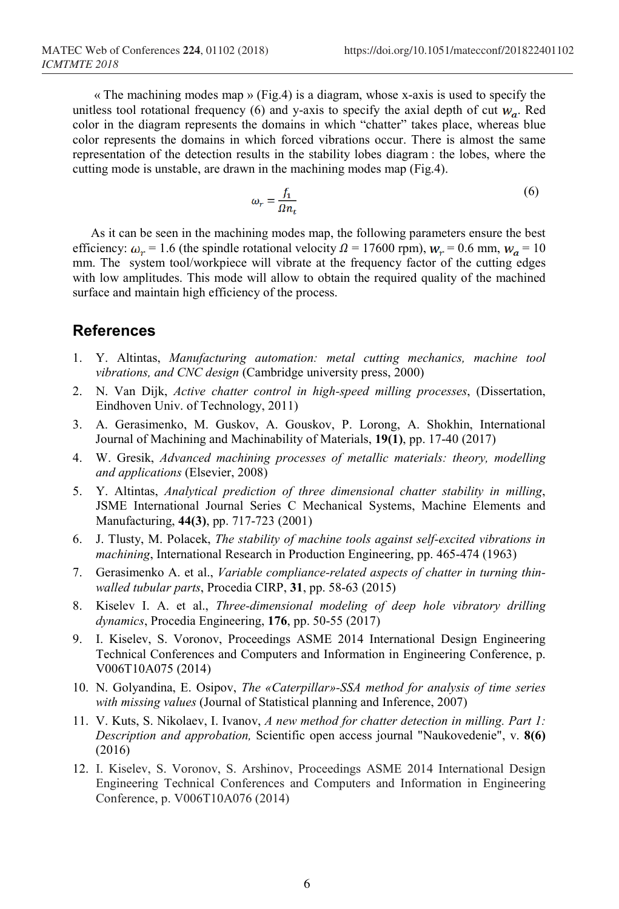« The machining modes map » (Fig.4) is a diagram, whose x-axis is used to specify the unitless tool rotational frequency (6) and y-axis to specify the axial depth of cut $w_a$. Red color in the diagram represents the domains in which "chatter" takes place, whereas blue color represents the domains in which forced vibrations occur. There is almost the same representation of the detection results in the stability lobes diagram : the lobes, where the cutting mode is unstable, are drawn in the machining modes map (Fig.4).

$$\omega_r = \frac{f_1}{\Omega n_t} \tag{6}$$

As it can be seen in the machining modes map, the following parameters ensure the best efficiency: $\omega_r$ = 1.6 (the spindle rotational velocity $\Omega$ = 17600 rpm), $w_r$ = 0.6 mm, $w_a$ = 10 mm. The system tool/workpiece will vibrate at the frequency factor of the cutting edges with low amplitudes. This mode will allow to obtain the required quality of the machined surface and maintain high efficiency of the process.

## References

1. Y. Altintas, *Manufacturing automation: metal cutting mechanics, machine tool vibrations, and CNC design* (Cambridge university press, 2000)
2. N. Van Dijk, *Active chatter control in high-speed milling processes*, (Dissertation, Eindhoven Univ. of Technology, 2011)
3. A. Gerasimenko, M. Guskov, A. Gouskov, P. Lorong, A. Shokhin, International Journal of Machining and Machinability of Materials, **19(1)**, pp. 17-40 (2017)
4. W. Gresik, *Advanced machining processes of metallic materials: theory, modelling and applications* (Elsevier, 2008)
5. Y. Altintas, *Analytical prediction of three dimensional chatter stability in milling*, JSME International Journal Series C Mechanical Systems, Machine Elements and Manufacturing, **44(3)**, pp. 717-723 (2001)
6. J. Tlusty, M. Polacek, *The stability of machine tools against self-excited vibrations in machining*, International Research in Production Engineering, pp. 465-474 (1963)
7. Gerasimenko A. et al., *Variable compliance-related aspects of chatter in turning thin-walled tubular parts*, Procedia CIRP, **31**, pp. 58-63 (2015)
8. Kiselev I. A. et al., *Three-dimensional modeling of deep hole vibratory drilling dynamics*, Procedia Engineering, **176**, pp. 50-55 (2017)
9. I. Kiselev, S. Voronov, Proceedings ASME 2014 International Design Engineering Technical Conferences and Computers and Information in Engineering Conference, p. V006T10A075 (2014)
10. N. Golyandina, E. Osipov, *The «Caterpillar»-SSA method for analysis of time series with missing values* (Journal of Statistical planning and Inference, 2007)
11. V. Kuts, S. Nikolaev, I. Ivanov, *A new method for chatter detection in milling. Part 1: Description and approbation,* Scientific open access journal "Naukovedenie", v. **8(6)** (2016)
12. I. Kiselev, S. Voronov, S. Arshinov, Proceedings ASME 2014 International Design Engineering Technical Conferences and Computers and Information in Engineering Conference, p. V006T10A076 (2014)